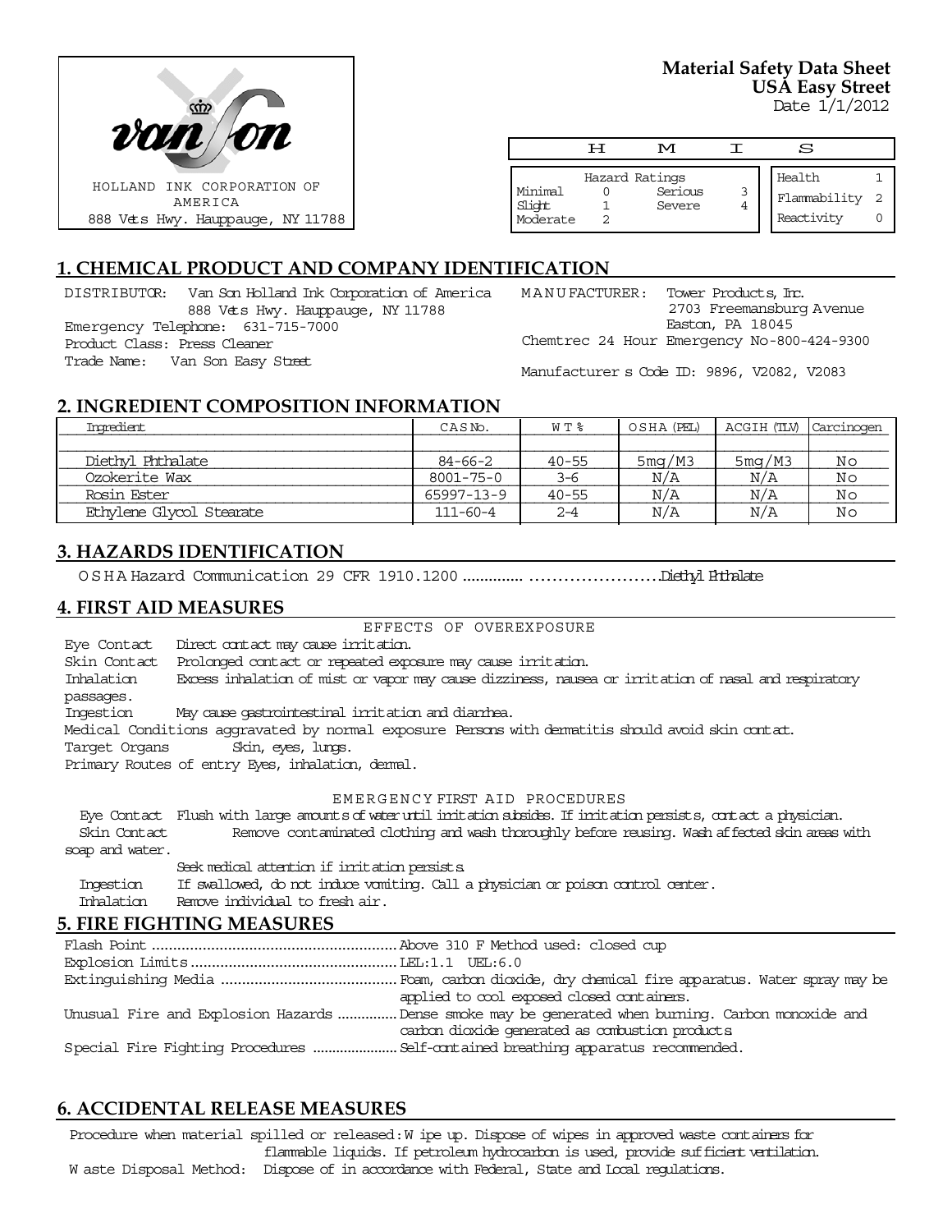HOLLAND INK CORPORATION OF AMERICA
888 Vets Hwy. Hauppauge, NY 11788

**Material Safety Data Sheet**
**USA Easy Street**
Date 1/1/2012

| H M I S | | | | | |
|---|---|---|---|---|---|
| Hazard Ratings | | | | | |
| Minimal | 0 | Serious | 3 | Health | 1 |
| Slight | 1 | Severe | 4 | Flammability | 2 |
| Moderate | 2 | | | Reactivity | 0 |

## 1. CHEMICAL PRODUCT AND COMPANY IDENTIFICATION

DISTRIBUTOR: Van Son Holland Ink Corporation of America
888 Vets Hwy. Hauppauge, NY 11788
Emergency Telephone: 631-715-7000
Product Class: Press Cleaner
Trade Name: Van Son Easy Street

MANUFACTURER: Tower Products, Inc.
2703 Freemansburg Avenue
Easton, PA 18045
Chemtrec 24 Hour Emergency No-800-424-9300

Manufacturer s Code ID: 9896, V2082, V2083

## 2. INGREDIENT COMPOSITION INFORMATION

| Ingredient | CAS No. | WT % | OSHA (PEL) | ACGIH (TLV) | Carcinogen |
|---|---|---|---|---|---|
| Diethyl Phthalate | 84-66-2 | 40-55 | 5mg/M3 | 5mg/M3 | No |
| Ozokerite Wax | 8001-75-0 | 3-6 | N/A | N/A | No |
| Rosin Ester | 65997-13-9 | 40-55 | N/A | N/A | No |
| Ethylene Glycol Stearate | 111-60-4 | 2-4 | N/A | N/A | No |

## 3. HAZARDS IDENTIFICATION

OSHA Hazard Communication 29 CFR 1910.1200 ............................................Diethyl Phthalate

## 4. FIRST AID MEASURES

EFFECTS OF OVEREXPOSURE

Eye Contact Direct contact may cause irritation.
Skin Contact Prolonged contact or repeated exposure may cause irritation.
Inhalation Excess inhalation of mist or vapor may cause dizziness, nausea or irritation of nasal and respiratory passages.
Ingestion May cause gastrointestinal irritation and diarrhea.
Medical Conditions aggravated by normal exposure Persons with dermatitis should avoid skin contact.
Target Organs Skin, eyes, lungs.
Primary Routes of entry Eyes, inhalation, dermal.

EMERGENCY FIRST AID PROCEDURES

Eye Contact Flush with large amounts of water until irritation subsides. If irritation persists, contact a physician.
Skin Contact Remove contaminated clothing and wash thoroughly before reusing. Wash affected skin areas with soap and water.
Seek medical attention if irritation persists.
Ingestion If swallowed, do not induce vomiting. Call a physician or poison control center.
Inhalation Remove individual to fresh air.

## 5. FIRE FIGHTING MEASURES

Flash Point ........................................................Above 310 F Method used: closed cup
Explosion Limits ................................................LEL:1.1 UEL:6.0
Extinguishing Media .........................................Foam, carbon dioxide, dry chemical fire apparatus. Water spray may be applied to cool exposed closed containers.
Unusual Fire and Explosion Hazards ..............Dense smoke may be generated when burning. Carbon monoxide and carbon dioxide generated as combustion products.
Special Fire Fighting Procedures .....................Self-contained breathing apparatus recommended.

## 6. ACCIDENTAL RELEASE MEASURES

Procedure when material spilled or released: Wipe up. Dispose of wipes in approved waste containers for flammable liquids. If petroleum hydrocarbon is used, provide sufficient ventilation.
Waste Disposal Method: Dispose of in accordance with Federal, State and Local regulations.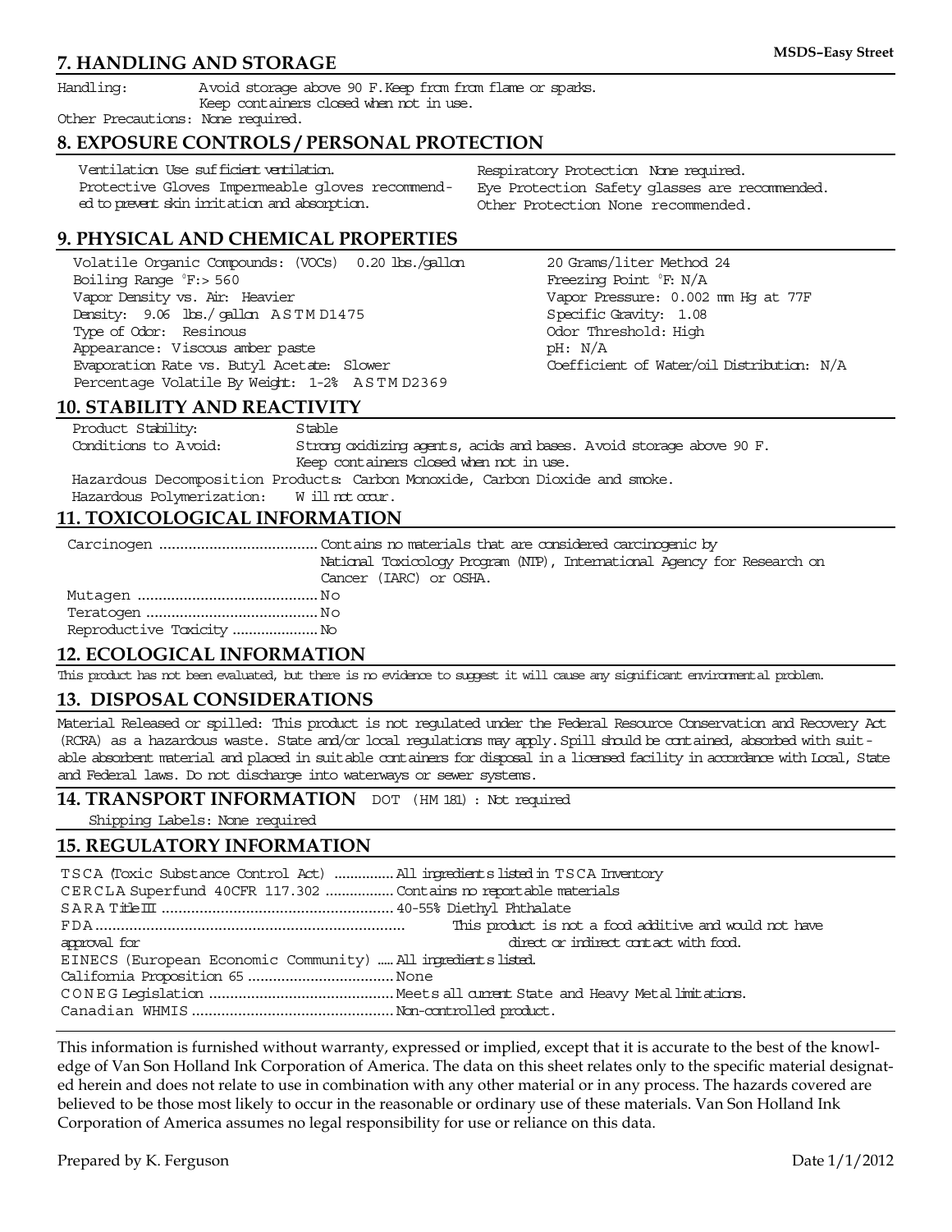## 7. HANDLING AND STORAGE

Handling: Avoid storage above 90 F. Keep from from flame or sparks. Keep containers closed when not in use.

Other Precautions: None required.

## 8. EXPOSURE CONTROLS / PERSONAL PROTECTION

Ventilation Use sufficient ventilation.

Protective Gloves Impermeable gloves recommended to prevent skin irritation and absorption.

Respiratory Protection None required.

Eye Protection Safety glasses are recommended.

Other Protection None recommended.

## 9. PHYSICAL AND CHEMICAL PROPERTIES

Volatile Organic Compounds: (VOCs) 0.20 lbs./gallon 20 Grams/liter Method 24

Boiling Range °F:> 560

Vapor Density vs. Air: Heavier

Density: 9.06 lbs./ gallon ASTM D1475

Type of Odor: Resinous

Appearance: Viscous amber paste

Evaporation Rate vs. Butyl Acetate: Slower

Percentage Volatile By Weight: 1-2% ASTM D2369

Freezing Point °F: N/A

Vapor Pressure: 0.002 mm Hg at 77F

Specific Gravity: 1.08

Odor Threshold: High

pH: N/A

Coefficient of Water/oil Distribution: N/A

## 10. STABILITY AND REACTIVITY

Product Stability: Stable

Conditions to Avoid: Strong oxidizing agents, acids and bases. Avoid storage above 90 F. Keep containers closed when not in use.

Hazardous Decomposition Products: Carbon Monoxide, Carbon Dioxide and smoke.

Hazardous Polymerization: Will not occur.

## 11. TOXICOLOGICAL INFORMATION

Carcinogen ...................................... Contains no materials that are considered carcinogenic by National Toxicology Program (NTP), International Agency for Research on Cancer (IARC) or OSHA.

Mutagen ........................................... No

Teratogen ......................................... No

Reproductive Toxicity ..................... No

## 12. ECOLOGICAL INFORMATION

This product has not been evaluated, but there is no evidence to suggest it will cause any significant environmental problem.

## 13. DISPOSAL CONSIDERATIONS

Material Released or spilled: This product is not regulated under the Federal Resource Conservation and Recovery Act (RCRA) as a hazardous waste. State and/or local regulations may apply. Spill should be contained, absorbed with suitable absorbent material and placed in suitable containers for disposal in a licensed facility in accordance with Local, State and Federal laws. Do not discharge into waterways or sewer systems.

## 14. TRANSPORT INFORMATION DOT (HM 181) : Not required

Shipping Labels: None required

## 15. REGULATORY INFORMATION

TSCA (Toxic Substance Control Act) ............... All ingredients listed in TSCA Inventory

CERCLA Superfund 40CFR 117.302 ................. Contains no reportable materials

SARA Title III ....................................................... 40-55% Diethyl Phthalate

FDA ......................................................................... This product is not a food additive and would not have approval for direct or indirect contact with food.

EINECS (European Economic Community) ..... All ingredients listed.

California Proposition 65 .................................. None

CONEG Legislation ............................................ Meets all current State and Heavy Metal limitations.

Canadian WHMIS ................................................ Non-controlled product.

This information is furnished without warranty, expressed or implied, except that it is accurate to the best of the knowledge of Van Son Holland Ink Corporation of America. The data on this sheet relates only to the specific material designated herein and does not relate to use in combination with any other material or in any process. The hazards covered are believed to be those most likely to occur in the reasonable or ordinary use of these materials. Van Son Holland Ink Corporation of America assumes no legal responsibility for use or reliance on this data.

Prepared by K. Ferguson

Date 1/1/2012